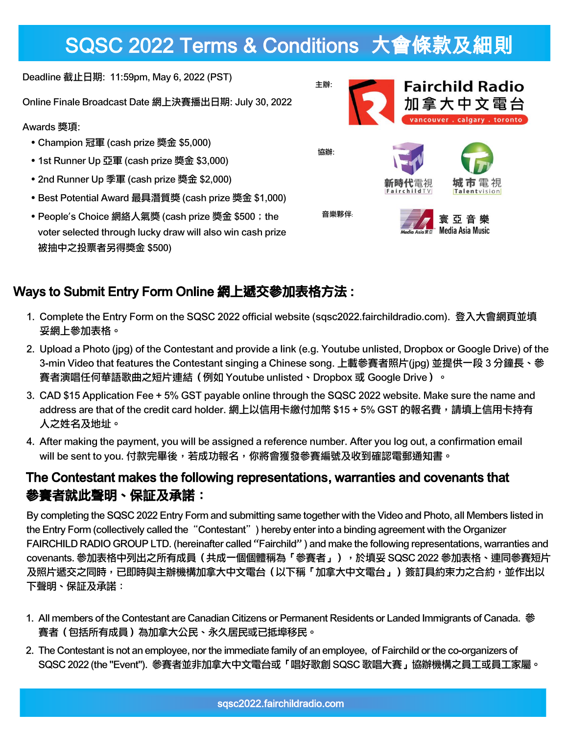# SQSC 2022 Terms & Conditions 大會條款及細則

Deadline 截止日期: 11:59pm, May 6, 2022 (PST)

Online Finale Broadcast Date 網上決賽播出日期: July 30, 2022

Awards 獎項:

- Champion 冠軍 (cash prize 獎金 $5,000)
- 1st Runner Up 亞軍 (cash prize 獎金 $3,000)
- 2nd Runner Up 季軍 (cash prize 獎金 $2,000)
- Best Potential Award 最具潛質獎 (cash prize 獎金 $1,000)
- People's Choice 網絡人氣獎 (cash prize 獎金 $500；the voter selected through lucky draw will also win cash prize 被抽中之投票者另得獎金 $500)

主辦: Fairchild Radio 加拿大中文電台 vancouver . calgary . toronto

協辦: 新時代電視 FairchildTV　城市電視 Talentvision

音樂夥伴: 寰亞音樂 Media Asia Music

## Ways to Submit Entry Form Online 網上遞交參加表格方法：

1. Complete the Entry Form on the SQSC 2022 official website (sqsc2022.fairchildradio.com). 登入大會網頁並填妥網上參加表格。
2. Upload a Photo (jpg) of the Contestant and provide a link (e.g. Youtube unlisted, Dropbox or Google Drive) of the 3-min Video that features the Contestant singing a Chinese song. 上載參賽者照片(jpg) 並提供一段 3 分鐘長、參賽者演唱任何華語歌曲之短片連結（例如 Youtube unlisted、Dropbox 或 Google Drive）。
3. CAD $15 Application Fee + 5% GST payable online through the SQSC 2022 website. Make sure the name and address are that of the credit card holder. 網上以信用卡繳付加幣 $15 + 5% GST 的報名費，請填上信用卡持有人之姓名及地址。
4. After making the payment, you will be assigned a reference number. After you log out, a confirmation email will be sent to you. 付款完畢後，若成功報名，你將會獲發參賽編號及收到確認電郵通知書。

## The Contestant makes the following representations, warranties and covenants that 參賽者就此聲明、保証及承諾：

By completing the SQSC 2022 Entry Form and submitting same together with the Video and Photo, all Members listed in the Entry Form (collectively called the "Contestant") hereby enter into a binding agreement with the Organizer FAIRCHILD RADIO GROUP LTD. (hereinafter called "Fairchild") and make the following representations, warranties and covenants. 參加表格中列出之所有成員（共成一個個體稱為「參賽者」），於填妥 SQSC 2022 參加表格、連同參賽短片及照片遞交之同時，已即時與主辦機構加拿大中文電台（以下稱「加拿大中文電台」）簽訂具約束力之合約，並作出以下聲明、保証及承諾：

1. All members of the Contestant are Canadian Citizens or Permanent Residents or Landed Immigrants of Canada. 參賽者（包括所有成員）為加拿大公民、永久居民或已抵埠移民。
2. The Contestant is not an employee, nor the immediate family of an employee, of Fairchild or the co-organizers of SQSC 2022 (the "Event"). 參賽者並非加拿大中文電台或「唱好歌劇 SQSC 歌唱大賽」協辦機構之員工或員工家屬。

sqsc2022.fairchildradio.com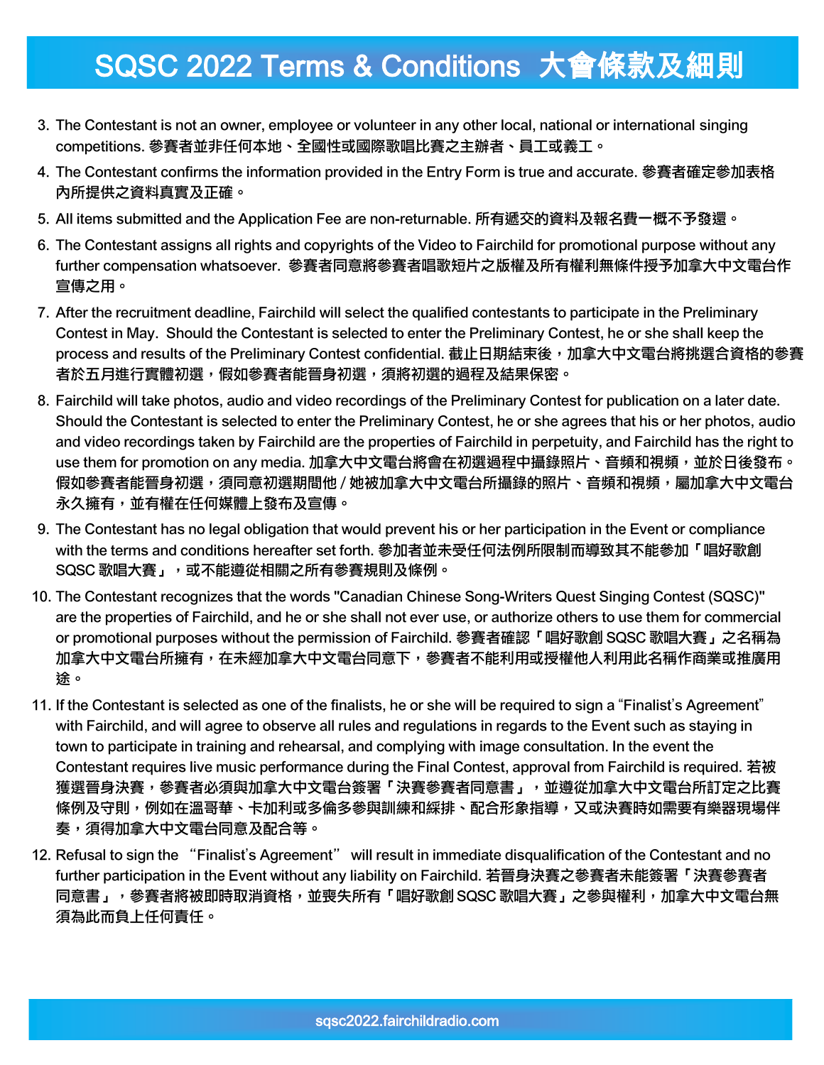# SQSC 2022 Terms & Conditions 大會條款及細則

3. The Contestant is not an owner, employee or volunteer in any other local, national or international singing competitions. 參賽者並非任何本地、全國性或國際歌唱比賽之主辦者、員工或義工。
4. The Contestant confirms the information provided in the Entry Form is true and accurate. 參賽者確定參加表格內所提供之資料真實及正確。
5. All items submitted and the Application Fee are non-returnable. 所有遞交的資料及報名費一概不予發還。
6. The Contestant assigns all rights and copyrights of the Video to Fairchild for promotional purpose without any further compensation whatsoever. 參賽者同意將參賽者唱歌短片之版權及所有權利無條件授予加拿大中文電台作宣傳之用。
7. After the recruitment deadline, Fairchild will select the qualified contestants to participate in the Preliminary Contest in May. Should the Contestant is selected to enter the Preliminary Contest, he or she shall keep the process and results of the Preliminary Contest confidential. 截止日期結束後，加拿大中文電台將挑選合資格的參賽者於五月進行實體初選，假如參賽者能晉身初選，須將初選的過程及結果保密。
8. Fairchild will take photos, audio and video recordings of the Preliminary Contest for publication on a later date. Should the Contestant is selected to enter the Preliminary Contest, he or she agrees that his or her photos, audio and video recordings taken by Fairchild are the properties of Fairchild in perpetuity, and Fairchild has the right to use them for promotion on any media. 加拿大中文電台將會在初選過程中攝錄照片、音頻和視頻，並於日後發布。假如參賽者能晉身初選，須同意初選期間他 / 她被加拿大中文電台所攝錄的照片、音頻和視頻，屬加拿大中文電台永久擁有，並有權在任何媒體上發布及宣傳。
9. The Contestant has no legal obligation that would prevent his or her participation in the Event or compliance with the terms and conditions hereafter set forth. 參加者並未受任何法例所限制而導致其不能參加「唱好歌創 SQSC 歌唱大賽」，或不能遵從相關之所有參賽規則及條例。
10. The Contestant recognizes that the words "Canadian Chinese Song-Writers Quest Singing Contest (SQSC)" are the properties of Fairchild, and he or she shall not ever use, or authorize others to use them for commercial or promotional purposes without the permission of Fairchild. 參賽者確認「唱好歌創 SQSC 歌唱大賽」之名稱為加拿大中文電台所擁有，在未經加拿大中文電台同意下，參賽者不能利用或授權他人利用此名稱作商業或推廣用途。
11. If the Contestant is selected as one of the finalists, he or she will be required to sign a “Finalist’s Agreement” with Fairchild, and will agree to observe all rules and regulations in regards to the Event such as staying in town to participate in training and rehearsal, and complying with image consultation. In the event the Contestant requires live music performance during the Final Contest, approval from Fairchild is required. 若被獲選晉身決賽，參賽者必須與加拿大中文電台簽署「決賽參賽者同意書」，並遵從加拿大中文電台所訂定之比賽條例及守則，例如在溫哥華、卡加利或多倫多參與訓練和綵排、配合形象指導，又或決賽時如需要有樂器現場伴奏，須得加拿大中文電台同意及配合等。
12. Refusal to sign the “Finalist’s Agreement” will result in immediate disqualification of the Contestant and no further participation in the Event without any liability on Fairchild. 若晉身決賽之參賽者未能簽署「決賽參賽者同意書」，參賽者將被即時取消資格，並喪失所有「唱好歌創 SQSC 歌唱大賽」之參與權利，加拿大中文電台無須為此而負上任何責任。

sqsc2022.fairchildradio.com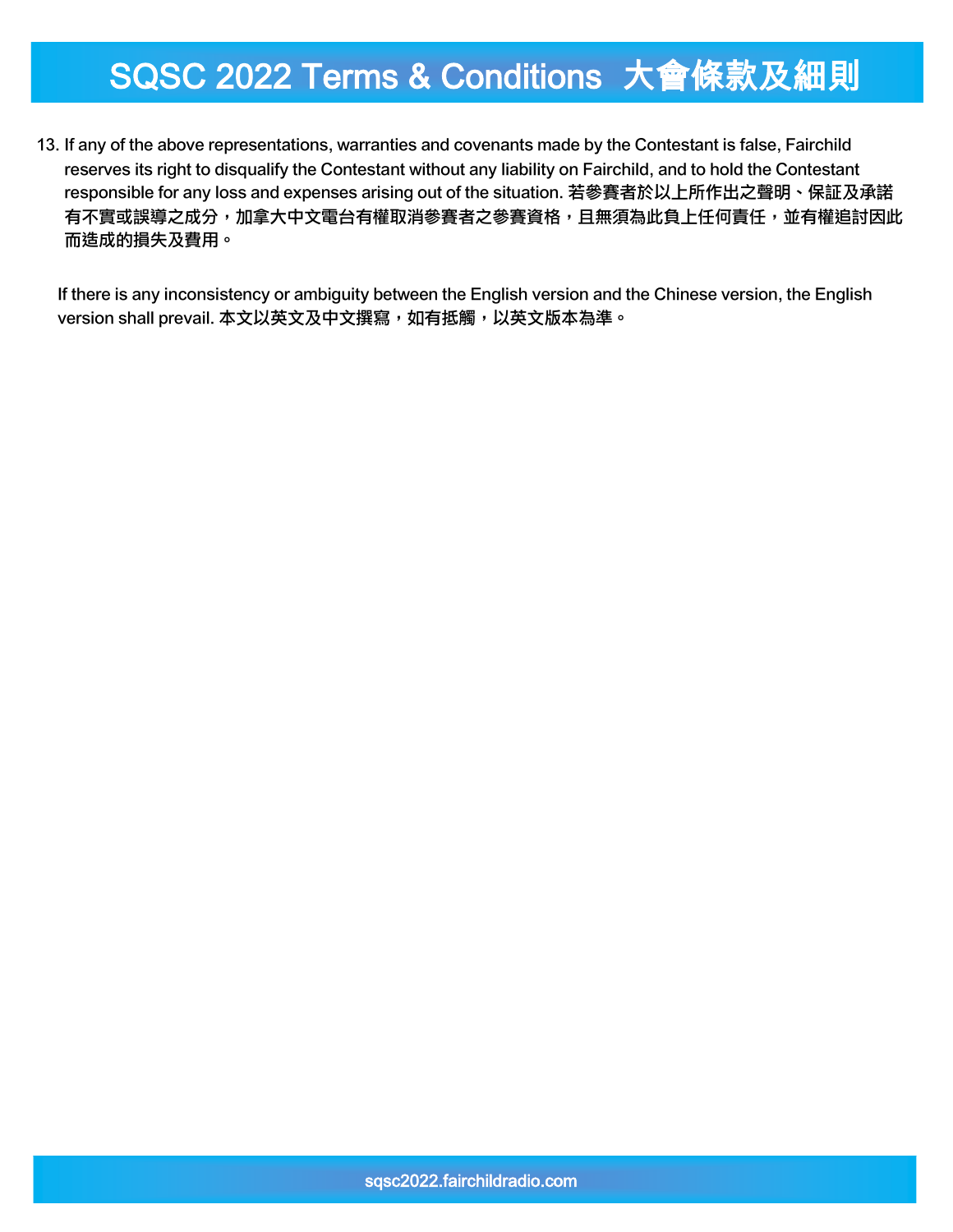13. If any of the above representations, warranties and covenants made by the Contestant is false, Fairchild reserves its right to disqualify the Contestant without any liability on Fairchild, and to hold the Contestant responsible for any loss and expenses arising out of the situation. 若參賽者於以上所作出之聲明、保証及承諾有不實或誤導之成分，加拿大中文電台有權取消參賽者之參賽資格，且無須為此負上任何責任，並有權追討因此而造成的損失及費用。

If there is any inconsistency or ambiguity between the English version and the Chinese version, the English version shall prevail. 本文以英文及中文撰寫，如有抵觸，以英文版本為準。